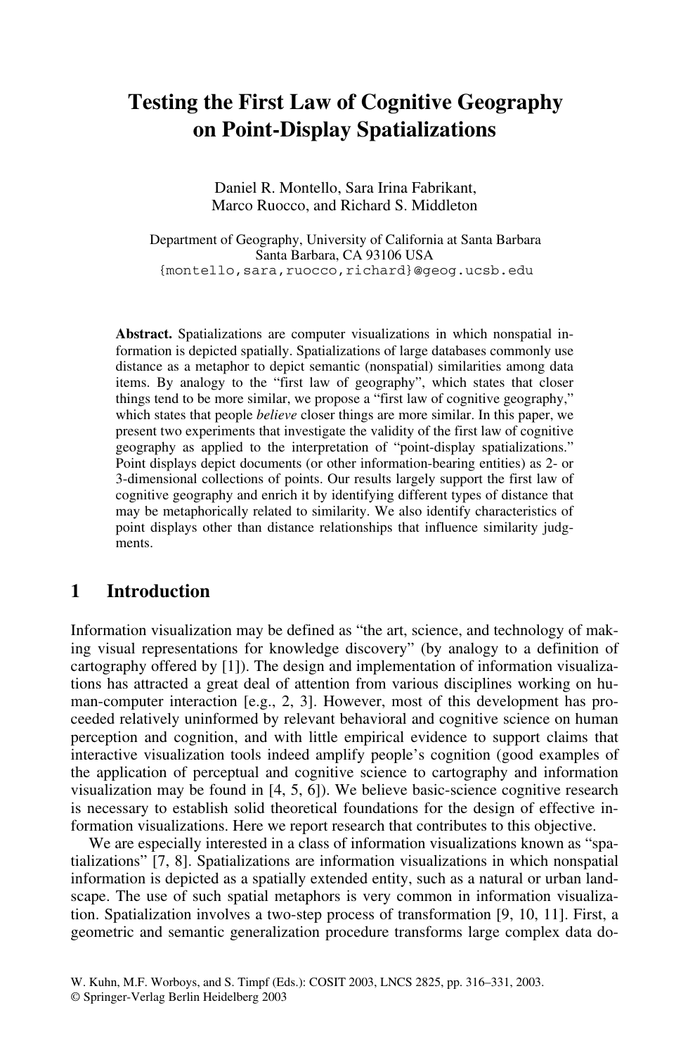# Testing the First Law of Cognitive Geography on Point-Display Spatializations

Daniel R. Montello, Sara Irina Fabrikant, Marco Ruocco, and Richard S. Middleton

Department of Geography, University of California at Santa Barbara
Santa Barbara, CA 93106 USA
{montello,sara,ruocco,richard}@geog.ucsb.edu

**Abstract.** Spatializations are computer visualizations in which nonspatial information is depicted spatially. Spatializations of large databases commonly use distance as a metaphor to depict semantic (nonspatial) similarities among data items. By analogy to the "first law of geography", which states that closer things tend to be more similar, we propose a "first law of cognitive geography," which states that people *believe* closer things are more similar. In this paper, we present two experiments that investigate the validity of the first law of cognitive geography as applied to the interpretation of "point-display spatializations." Point displays depict documents (or other information-bearing entities) as 2- or 3-dimensional collections of points. Our results largely support the first law of cognitive geography and enrich it by identifying different types of distance that may be metaphorically related to similarity. We also identify characteristics of point displays other than distance relationships that influence similarity judgments.

## 1 Introduction

Information visualization may be defined as "the art, science, and technology of making visual representations for knowledge discovery" (by analogy to a definition of cartography offered by [1]). The design and implementation of information visualizations has attracted a great deal of attention from various disciplines working on human-computer interaction [e.g., 2, 3]. However, most of this development has proceeded relatively uninformed by relevant behavioral and cognitive science on human perception and cognition, and with little empirical evidence to support claims that interactive visualization tools indeed amplify people's cognition (good examples of the application of perceptual and cognitive science to cartography and information visualization may be found in [4, 5, 6]). We believe basic-science cognitive research is necessary to establish solid theoretical foundations for the design of effective information visualizations. Here we report research that contributes to this objective.

We are especially interested in a class of information visualizations known as "spatializations" [7, 8]. Spatializations are information visualizations in which nonspatial information is depicted as a spatially extended entity, such as a natural or urban landscape. The use of such spatial metaphors is very common in information visualization. Spatialization involves a two-step process of transformation [9, 10, 11]. First, a geometric and semantic generalization procedure transforms large complex data do-

W. Kuhn, M.F. Worboys, and S. Timpf (Eds.): COSIT 2003, LNCS 2825, pp. 316–331, 2003.
© Springer-Verlag Berlin Heidelberg 2003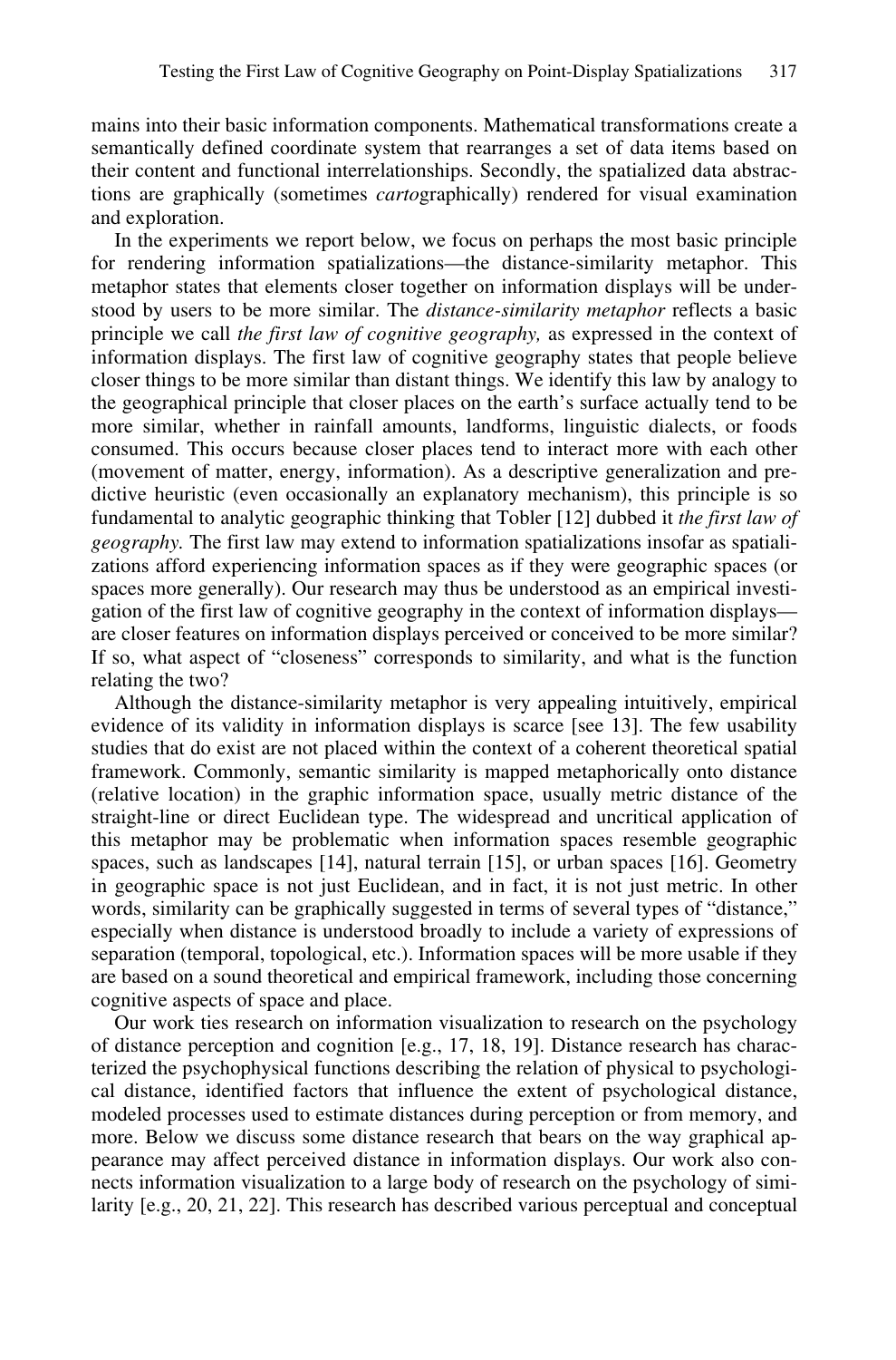mains into their basic information components. Mathematical transformations create a semantically defined coordinate system that rearranges a set of data items based on their content and functional interrelationships. Secondly, the spatialized data abstractions are graphically (sometimes *carto*graphically) rendered for visual examination and exploration.

In the experiments we report below, we focus on perhaps the most basic principle for rendering information spatializations—the distance-similarity metaphor. This metaphor states that elements closer together on information displays will be understood by users to be more similar. The *distance-similarity metaphor* reflects a basic principle we call *the first law of cognitive geography,* as expressed in the context of information displays. The first law of cognitive geography states that people believe closer things to be more similar than distant things. We identify this law by analogy to the geographical principle that closer places on the earth's surface actually tend to be more similar, whether in rainfall amounts, landforms, linguistic dialects, or foods consumed. This occurs because closer places tend to interact more with each other (movement of matter, energy, information). As a descriptive generalization and predictive heuristic (even occasionally an explanatory mechanism), this principle is so fundamental to analytic geographic thinking that Tobler [12] dubbed it *the first law of geography.* The first law may extend to information spatializations insofar as spatializations afford experiencing information spaces as if they were geographic spaces (or spaces more generally). Our research may thus be understood as an empirical investigation of the first law of cognitive geography in the context of information displays—are closer features on information displays perceived or conceived to be more similar? If so, what aspect of "closeness" corresponds to similarity, and what is the function relating the two?

Although the distance-similarity metaphor is very appealing intuitively, empirical evidence of its validity in information displays is scarce [see 13]. The few usability studies that do exist are not placed within the context of a coherent theoretical spatial framework. Commonly, semantic similarity is mapped metaphorically onto distance (relative location) in the graphic information space, usually metric distance of the straight-line or direct Euclidean type. The widespread and uncritical application of this metaphor may be problematic when information spaces resemble geographic spaces, such as landscapes [14], natural terrain [15], or urban spaces [16]. Geometry in geographic space is not just Euclidean, and in fact, it is not just metric. In other words, similarity can be graphically suggested in terms of several types of "distance," especially when distance is understood broadly to include a variety of expressions of separation (temporal, topological, etc.). Information spaces will be more usable if they are based on a sound theoretical and empirical framework, including those concerning cognitive aspects of space and place.

Our work ties research on information visualization to research on the psychology of distance perception and cognition [e.g., 17, 18, 19]. Distance research has characterized the psychophysical functions describing the relation of physical to psychological distance, identified factors that influence the extent of psychological distance, modeled processes used to estimate distances during perception or from memory, and more. Below we discuss some distance research that bears on the way graphical appearance may affect perceived distance in information displays. Our work also connects information visualization to a large body of research on the psychology of similarity [e.g., 20, 21, 22]. This research has described various perceptual and conceptual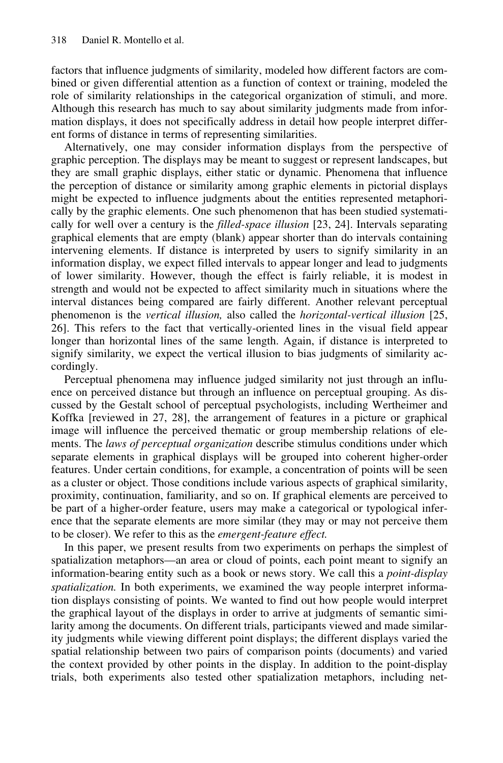factors that influence judgments of similarity, modeled how different factors are combined or given differential attention as a function of context or training, modeled the role of similarity relationships in the categorical organization of stimuli, and more. Although this research has much to say about similarity judgments made from information displays, it does not specifically address in detail how people interpret different forms of distance in terms of representing similarities.

Alternatively, one may consider information displays from the perspective of graphic perception. The displays may be meant to suggest or represent landscapes, but they are small graphic displays, either static or dynamic. Phenomena that influence the perception of distance or similarity among graphic elements in pictorial displays might be expected to influence judgments about the entities represented metaphorically by the graphic elements. One such phenomenon that has been studied systematically for well over a century is the *filled-space illusion* [23, 24]. Intervals separating graphical elements that are empty (blank) appear shorter than do intervals containing intervening elements. If distance is interpreted by users to signify similarity in an information display, we expect filled intervals to appear longer and lead to judgments of lower similarity. However, though the effect is fairly reliable, it is modest in strength and would not be expected to affect similarity much in situations where the interval distances being compared are fairly different. Another relevant perceptual phenomenon is the *vertical illusion,* also called the *horizontal-vertical illusion* [25, 26]. This refers to the fact that vertically-oriented lines in the visual field appear longer than horizontal lines of the same length. Again, if distance is interpreted to signify similarity, we expect the vertical illusion to bias judgments of similarity accordingly.

Perceptual phenomena may influence judged similarity not just through an influence on perceived distance but through an influence on perceptual grouping. As discussed by the Gestalt school of perceptual psychologists, including Wertheimer and Koffka [reviewed in 27, 28], the arrangement of features in a picture or graphical image will influence the perceived thematic or group membership relations of elements. The *laws of perceptual organization* describe stimulus conditions under which separate elements in graphical displays will be grouped into coherent higher-order features. Under certain conditions, for example, a concentration of points will be seen as a cluster or object. Those conditions include various aspects of graphical similarity, proximity, continuation, familiarity, and so on. If graphical elements are perceived to be part of a higher-order feature, users may make a categorical or typological inference that the separate elements are more similar (they may or may not perceive them to be closer). We refer to this as the *emergent-feature effect.*

In this paper, we present results from two experiments on perhaps the simplest of spatialization metaphors—an area or cloud of points, each point meant to signify an information-bearing entity such as a book or news story. We call this a *point-display spatialization.* In both experiments, we examined the way people interpret information displays consisting of points. We wanted to find out how people would interpret the graphical layout of the displays in order to arrive at judgments of semantic similarity among the documents. On different trials, participants viewed and made similarity judgments while viewing different point displays; the different displays varied the spatial relationship between two pairs of comparison points (documents) and varied the context provided by other points in the display. In addition to the point-display trials, both experiments also tested other spatialization metaphors, including net-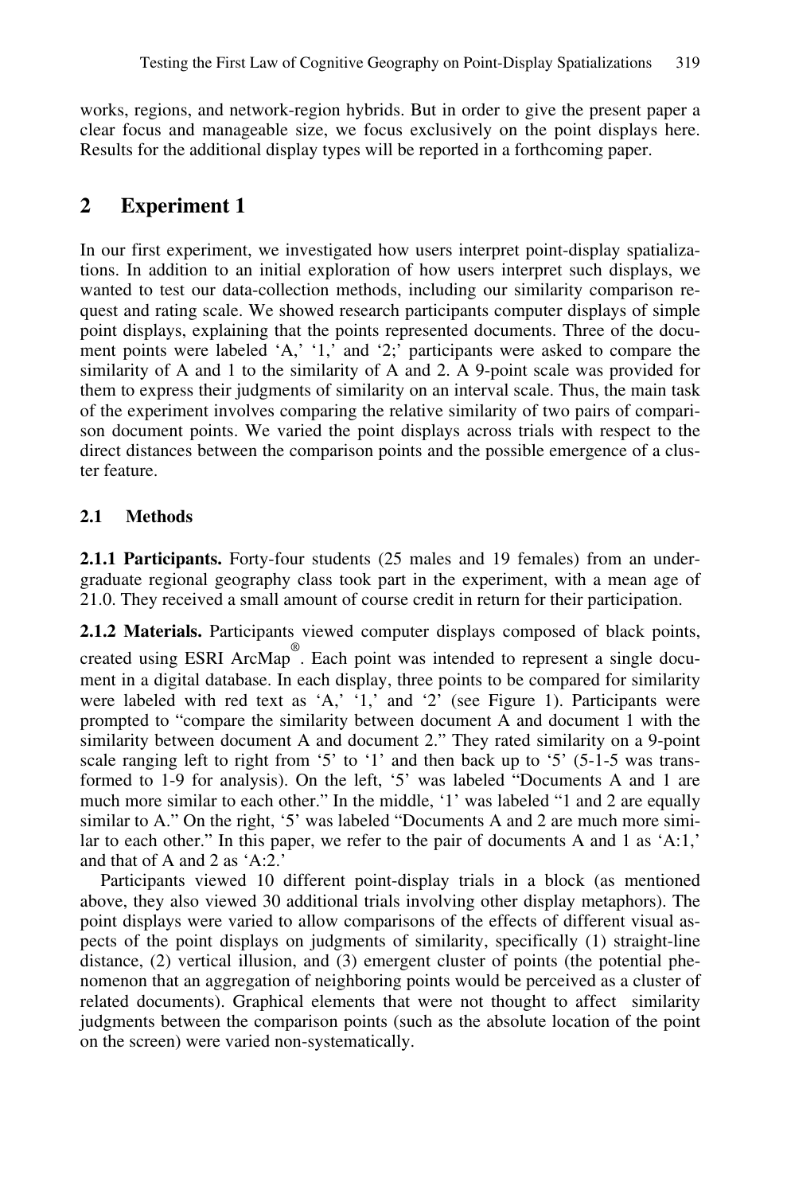works, regions, and network-region hybrids. But in order to give the present paper a clear focus and manageable size, we focus exclusively on the point displays here. Results for the additional display types will be reported in a forthcoming paper.

## 2 Experiment 1

In our first experiment, we investigated how users interpret point-display spatializations. In addition to an initial exploration of how users interpret such displays, we wanted to test our data-collection methods, including our similarity comparison request and rating scale. We showed research participants computer displays of simple point displays, explaining that the points represented documents. Three of the document points were labeled 'A,' '1,' and '2;' participants were asked to compare the similarity of A and 1 to the similarity of A and 2. A 9-point scale was provided for them to express their judgments of similarity on an interval scale. Thus, the main task of the experiment involves comparing the relative similarity of two pairs of comparison document points. We varied the point displays across trials with respect to the direct distances between the comparison points and the possible emergence of a cluster feature.

### 2.1 Methods

**2.1.1 Participants.** Forty-four students (25 males and 19 females) from an undergraduate regional geography class took part in the experiment, with a mean age of 21.0. They received a small amount of course credit in return for their participation.

**2.1.2 Materials.** Participants viewed computer displays composed of black points, created using ESRI ArcMap®. Each point was intended to represent a single document in a digital database. In each display, three points to be compared for similarity were labeled with red text as 'A,' '1,' and '2' (see Figure 1). Participants were prompted to "compare the similarity between document A and document 1 with the similarity between document A and document 2." They rated similarity on a 9-point scale ranging left to right from '5' to '1' and then back up to '5' (5-1-5 was transformed to 1-9 for analysis). On the left, '5' was labeled "Documents A and 1 are much more similar to each other." In the middle, '1' was labeled "1 and 2 are equally similar to A." On the right, '5' was labeled "Documents A and 2 are much more similar to each other." In this paper, we refer to the pair of documents A and 1 as 'A:1,' and that of A and 2 as 'A:2.'

Participants viewed 10 different point-display trials in a block (as mentioned above, they also viewed 30 additional trials involving other display metaphors). The point displays were varied to allow comparisons of the effects of different visual aspects of the point displays on judgments of similarity, specifically (1) straight-line distance, (2) vertical illusion, and (3) emergent cluster of points (the potential phenomenon that an aggregation of neighboring points would be perceived as a cluster of related documents). Graphical elements that were not thought to affect similarity judgments between the comparison points (such as the absolute location of the point on the screen) were varied non-systematically.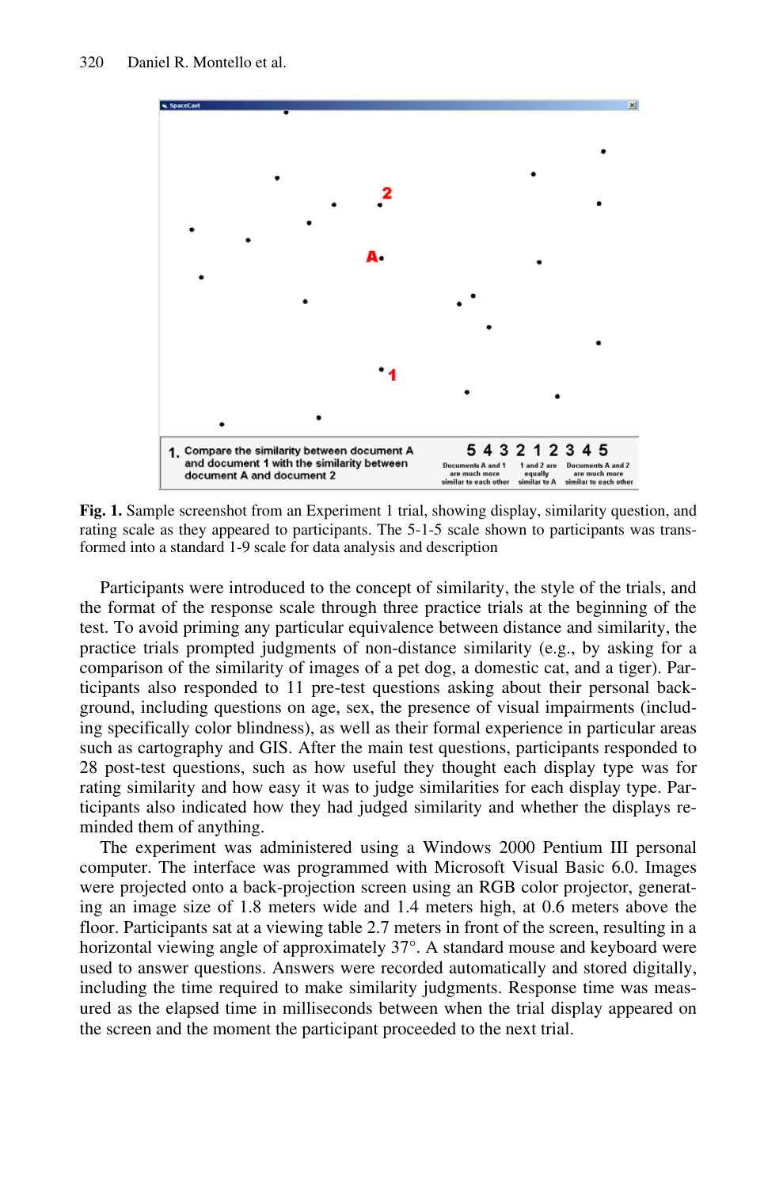**Fig. 1.** Sample screenshot from an Experiment 1 trial, showing display, similarity question, and rating scale as they appeared to participants. The 5-1-5 scale shown to participants was transformed into a standard 1-9 scale for data analysis and description

Participants were introduced to the concept of similarity, the style of the trials, and the format of the response scale through three practice trials at the beginning of the test. To avoid priming any particular equivalence between distance and similarity, the practice trials prompted judgments of non-distance similarity (e.g., by asking for a comparison of the similarity of images of a pet dog, a domestic cat, and a tiger). Participants also responded to 11 pre-test questions asking about their personal background, including questions on age, sex, the presence of visual impairments (including specifically color blindness), as well as their formal experience in particular areas such as cartography and GIS. After the main test questions, participants responded to 28 post-test questions, such as how useful they thought each display type was for rating similarity and how easy it was to judge similarities for each display type. Participants also indicated how they had judged similarity and whether the displays reminded them of anything.

The experiment was administered using a Windows 2000 Pentium III personal computer. The interface was programmed with Microsoft Visual Basic 6.0. Images were projected onto a back-projection screen using an RGB color projector, generating an image size of 1.8 meters wide and 1.4 meters high, at 0.6 meters above the floor. Participants sat at a viewing table 2.7 meters in front of the screen, resulting in a horizontal viewing angle of approximately 37°. A standard mouse and keyboard were used to answer questions. Answers were recorded automatically and stored digitally, including the time required to make similarity judgments. Response time was measured as the elapsed time in milliseconds between when the trial display appeared on the screen and the moment the participant proceeded to the next trial.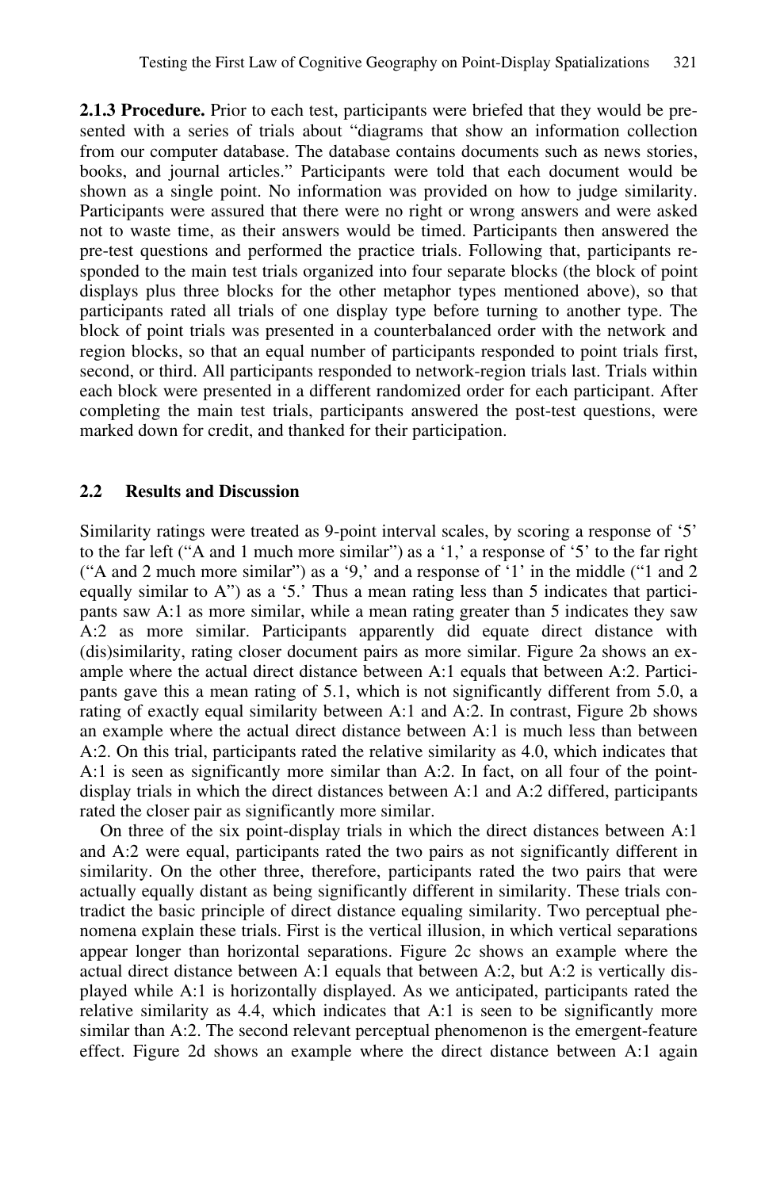**2.1.3 Procedure.** Prior to each test, participants were briefed that they would be presented with a series of trials about "diagrams that show an information collection from our computer database. The database contains documents such as news stories, books, and journal articles." Participants were told that each document would be shown as a single point. No information was provided on how to judge similarity. Participants were assured that there were no right or wrong answers and were asked not to waste time, as their answers would be timed. Participants then answered the pre-test questions and performed the practice trials. Following that, participants responded to the main test trials organized into four separate blocks (the block of point displays plus three blocks for the other metaphor types mentioned above), so that participants rated all trials of one display type before turning to another type. The block of point trials was presented in a counterbalanced order with the network and region blocks, so that an equal number of participants responded to point trials first, second, or third. All participants responded to network-region trials last. Trials within each block were presented in a different randomized order for each participant. After completing the main test trials, participants answered the post-test questions, were marked down for credit, and thanked for their participation.

## 2.2 Results and Discussion

Similarity ratings were treated as 9-point interval scales, by scoring a response of '5' to the far left ("A and 1 much more similar") as a '1,' a response of '5' to the far right ("A and 2 much more similar") as a '9,' and a response of '1' in the middle ("1 and 2 equally similar to A") as a '5.' Thus a mean rating less than 5 indicates that participants saw A:1 as more similar, while a mean rating greater than 5 indicates they saw A:2 as more similar. Participants apparently did equate direct distance with (dis)similarity, rating closer document pairs as more similar. Figure 2a shows an example where the actual direct distance between A:1 equals that between A:2. Participants gave this a mean rating of 5.1, which is not significantly different from 5.0, a rating of exactly equal similarity between A:1 and A:2. In contrast, Figure 2b shows an example where the actual direct distance between A:1 is much less than between A:2. On this trial, participants rated the relative similarity as 4.0, which indicates that A:1 is seen as significantly more similar than A:2. In fact, on all four of the point-display trials in which the direct distances between A:1 and A:2 differed, participants rated the closer pair as significantly more similar.

On three of the six point-display trials in which the direct distances between A:1 and A:2 were equal, participants rated the two pairs as not significantly different in similarity. On the other three, therefore, participants rated the two pairs that were actually equally distant as being significantly different in similarity. These trials contradict the basic principle of direct distance equaling similarity. Two perceptual phenomena explain these trials. First is the vertical illusion, in which vertical separations appear longer than horizontal separations. Figure 2c shows an example where the actual direct distance between A:1 equals that between A:2, but A:2 is vertically displayed while A:1 is horizontally displayed. As we anticipated, participants rated the relative similarity as 4.4, which indicates that A:1 is seen to be significantly more similar than A:2. The second relevant perceptual phenomenon is the emergent-feature effect. Figure 2d shows an example where the direct distance between A:1 again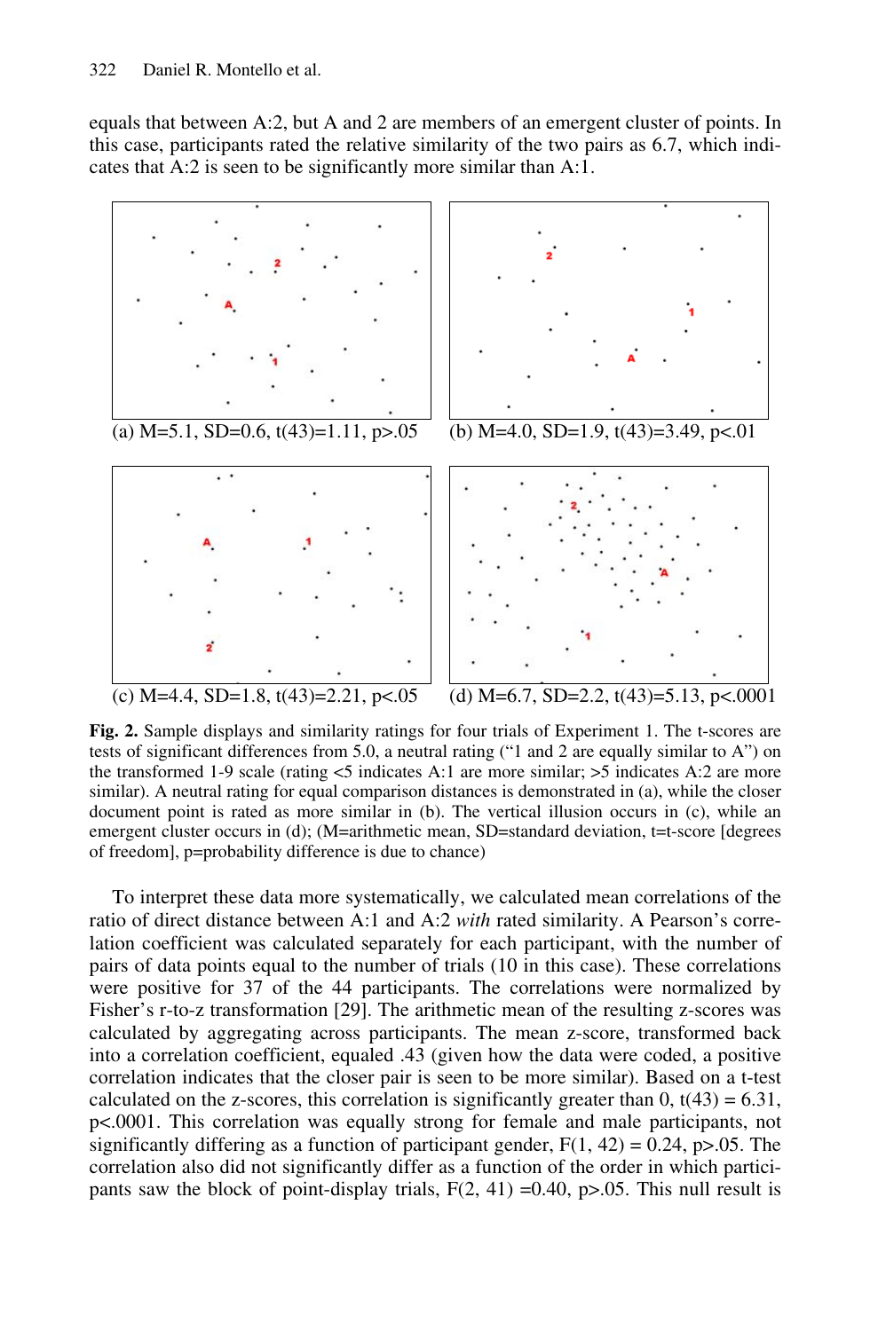equals that between A:2, but A and 2 are members of an emergent cluster of points. In this case, participants rated the relative similarity of the two pairs as 6.7, which indicates that A:2 is seen to be significantly more similar than A:1.

(a) M=5.1, SD=0.6, $t(43)=1.11$, $p>.05$

(b) M=4.0, SD=1.9, $t(43)=3.49$, $p<.01$

(c) M=4.4, SD=1.8, $t(43)=2.21$, $p<.05$

(d) M=6.7, SD=2.2, $t(43)=5.13$, $p<.0001$

**Fig. 2.** Sample displays and similarity ratings for four trials of Experiment 1. The t-scores are tests of significant differences from 5.0, a neutral rating ("1 and 2 are equally similar to A") on the transformed 1-9 scale (rating <5 indicates A:1 are more similar; >5 indicates A:2 are more similar). A neutral rating for equal comparison distances is demonstrated in (a), while the closer document point is rated as more similar in (b). The vertical illusion occurs in (c), while an emergent cluster occurs in (d); (M=arithmetic mean, SD=standard deviation, t=t-score [degrees of freedom], p=probability difference is due to chance)

To interpret these data more systematically, we calculated mean correlations of the ratio of direct distance between A:1 and A:2 *with* rated similarity. A Pearson's correlation coefficient was calculated separately for each participant, with the number of pairs of data points equal to the number of trials (10 in this case). These correlations were positive for 37 of the 44 participants. The correlations were normalized by Fisher's r-to-z transformation [29]. The arithmetic mean of the resulting z-scores was calculated by aggregating across participants. The mean z-score, transformed back into a correlation coefficient, equaled .43 (given how the data were coded, a positive correlation indicates that the closer pair is seen to be more similar). Based on a t-test calculated on the z-scores, this correlation is significantly greater than 0, $t(43) = 6.31$, $p<.0001$. This correlation was equally strong for female and male participants, not significantly differing as a function of participant gender, $F(1, 42) = 0.24$, $p>.05$. The correlation also did not significantly differ as a function of the order in which participants saw the block of point-display trials, $F(2, 41) = 0.40$, $p>.05$. This null result is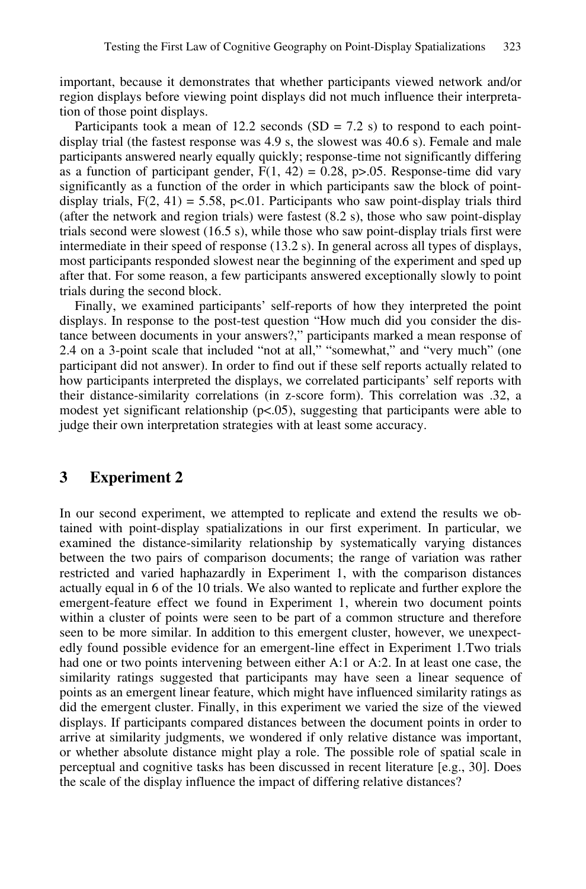important, because it demonstrates that whether participants viewed network and/or region displays before viewing point displays did not much influence their interpretation of those point displays.

Participants took a mean of 12.2 seconds (SD = 7.2 s) to respond to each point-display trial (the fastest response was 4.9 s, the slowest was 40.6 s). Female and male participants answered nearly equally quickly; response-time not significantly differing as a function of participant gender, $F(1, 42) = 0.28$, $p > .05$. Response-time did vary significantly as a function of the order in which participants saw the block of point-display trials, $F(2, 41) = 5.58$, $p < .01$. Participants who saw point-display trials third (after the network and region trials) were fastest (8.2 s), those who saw point-display trials second were slowest (16.5 s), while those who saw point-display trials first were intermediate in their speed of response (13.2 s). In general across all types of displays, most participants responded slowest near the beginning of the experiment and sped up after that. For some reason, a few participants answered exceptionally slowly to point trials during the second block.

Finally, we examined participants' self-reports of how they interpreted the point displays. In response to the post-test question "How much did you consider the distance between documents in your answers?," participants marked a mean response of 2.4 on a 3-point scale that included "not at all," "somewhat," and "very much" (one participant did not answer). In order to find out if these self reports actually related to how participants interpreted the displays, we correlated participants' self reports with their distance-similarity correlations (in z-score form). This correlation was .32, a modest yet significant relationship ($p < .05$), suggesting that participants were able to judge their own interpretation strategies with at least some accuracy.

## 3 Experiment 2

In our second experiment, we attempted to replicate and extend the results we obtained with point-display spatializations in our first experiment. In particular, we examined the distance-similarity relationship by systematically varying distances between the two pairs of comparison documents; the range of variation was rather restricted and varied haphazardly in Experiment 1, with the comparison distances actually equal in 6 of the 10 trials. We also wanted to replicate and further explore the emergent-feature effect we found in Experiment 1, wherein two document points within a cluster of points were seen to be part of a common structure and therefore seen to be more similar. In addition to this emergent cluster, however, we unexpectedly found possible evidence for an emergent-line effect in Experiment 1.Two trials had one or two points intervening between either A:1 or A:2. In at least one case, the similarity ratings suggested that participants may have seen a linear sequence of points as an emergent linear feature, which might have influenced similarity ratings as did the emergent cluster. Finally, in this experiment we varied the size of the viewed displays. If participants compared distances between the document points in order to arrive at similarity judgments, we wondered if only relative distance was important, or whether absolute distance might play a role. The possible role of spatial scale in perceptual and cognitive tasks has been discussed in recent literature [e.g., 30]. Does the scale of the display influence the impact of differing relative distances?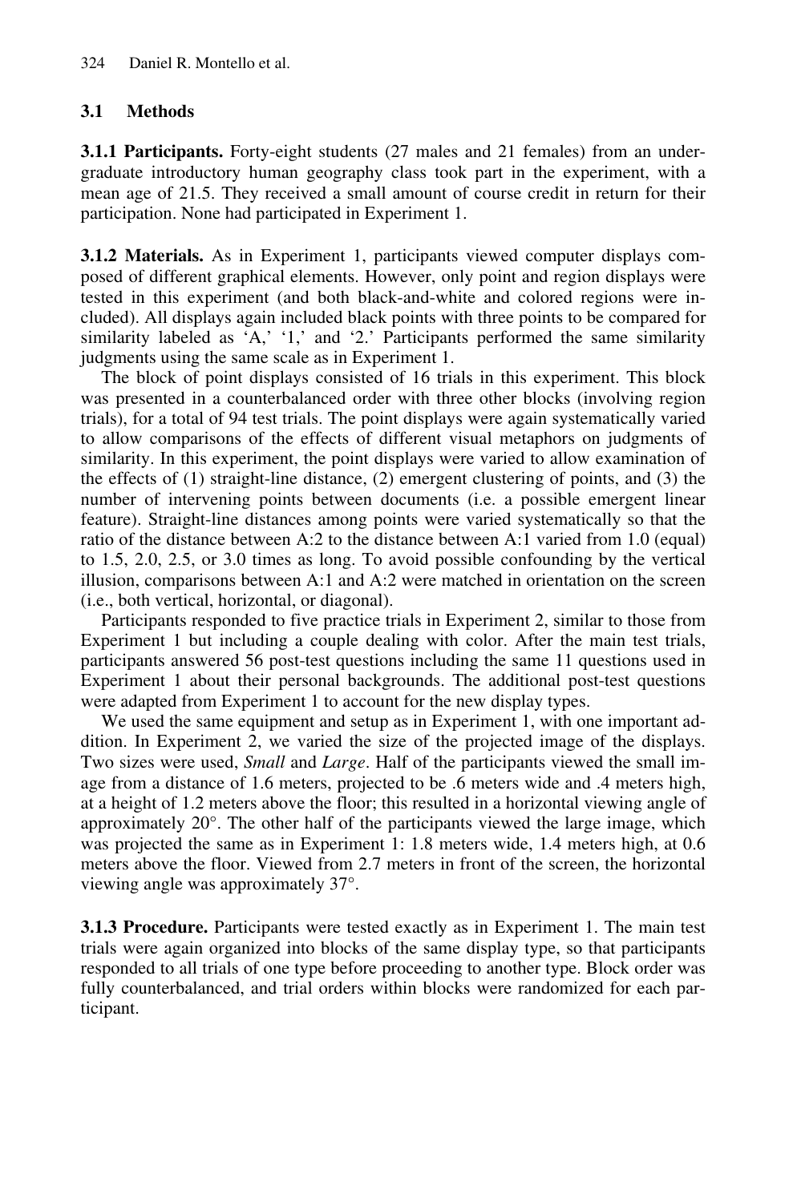## 3.1 Methods

**3.1.1 Participants.** Forty-eight students (27 males and 21 females) from an undergraduate introductory human geography class took part in the experiment, with a mean age of 21.5. They received a small amount of course credit in return for their participation. None had participated in Experiment 1.

**3.1.2 Materials.** As in Experiment 1, participants viewed computer displays composed of different graphical elements. However, only point and region displays were tested in this experiment (and both black-and-white and colored regions were included). All displays again included black points with three points to be compared for similarity labeled as 'A,' '1,' and '2.' Participants performed the same similarity judgments using the same scale as in Experiment 1.

The block of point displays consisted of 16 trials in this experiment. This block was presented in a counterbalanced order with three other blocks (involving region trials), for a total of 94 test trials. The point displays were again systematically varied to allow comparisons of the effects of different visual metaphors on judgments of similarity. In this experiment, the point displays were varied to allow examination of the effects of (1) straight-line distance, (2) emergent clustering of points, and (3) the number of intervening points between documents (i.e. a possible emergent linear feature). Straight-line distances among points were varied systematically so that the ratio of the distance between A:2 to the distance between A:1 varied from 1.0 (equal) to 1.5, 2.0, 2.5, or 3.0 times as long. To avoid possible confounding by the vertical illusion, comparisons between A:1 and A:2 were matched in orientation on the screen (i.e., both vertical, horizontal, or diagonal).

Participants responded to five practice trials in Experiment 2, similar to those from Experiment 1 but including a couple dealing with color. After the main test trials, participants answered 56 post-test questions including the same 11 questions used in Experiment 1 about their personal backgrounds. The additional post-test questions were adapted from Experiment 1 to account for the new display types.

We used the same equipment and setup as in Experiment 1, with one important addition. In Experiment 2, we varied the size of the projected image of the displays. Two sizes were used, *Small* and *Large*. Half of the participants viewed the small image from a distance of 1.6 meters, projected to be .6 meters wide and .4 meters high, at a height of 1.2 meters above the floor; this resulted in a horizontal viewing angle of approximately 20°. The other half of the participants viewed the large image, which was projected the same as in Experiment 1: 1.8 meters wide, 1.4 meters high, at 0.6 meters above the floor. Viewed from 2.7 meters in front of the screen, the horizontal viewing angle was approximately 37°.

**3.1.3 Procedure.** Participants were tested exactly as in Experiment 1. The main test trials were again organized into blocks of the same display type, so that participants responded to all trials of one type before proceeding to another type. Block order was fully counterbalanced, and trial orders within blocks were randomized for each participant.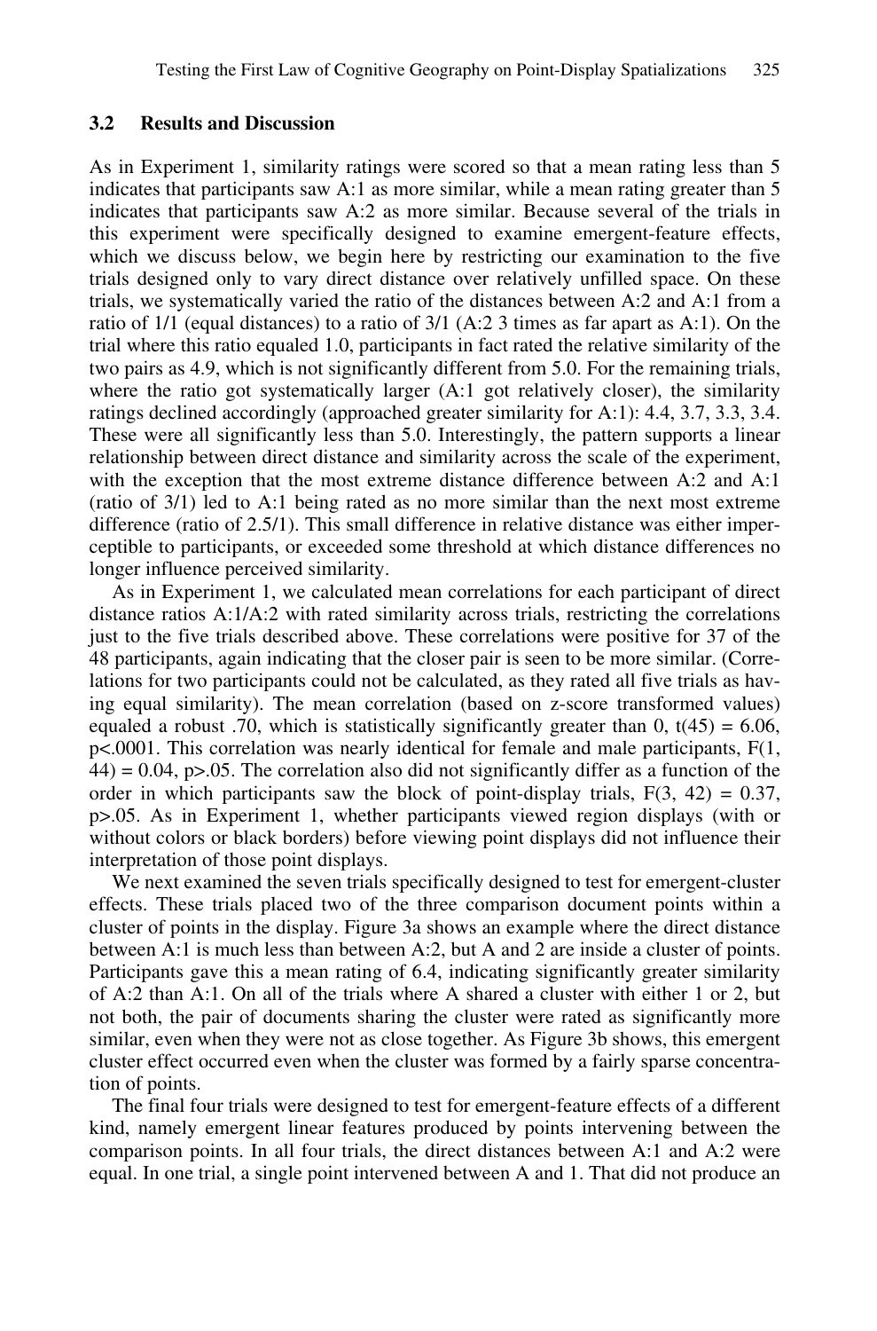### 3.2 Results and Discussion

As in Experiment 1, similarity ratings were scored so that a mean rating less than 5 indicates that participants saw A:1 as more similar, while a mean rating greater than 5 indicates that participants saw A:2 as more similar. Because several of the trials in this experiment were specifically designed to examine emergent-feature effects, which we discuss below, we begin here by restricting our examination to the five trials designed only to vary direct distance over relatively unfilled space. On these trials, we systematically varied the ratio of the distances between A:2 and A:1 from a ratio of 1/1 (equal distances) to a ratio of 3/1 (A:2 3 times as far apart as A:1). On the trial where this ratio equaled 1.0, participants in fact rated the relative similarity of the two pairs as 4.9, which is not significantly different from 5.0. For the remaining trials, where the ratio got systematically larger (A:1 got relatively closer), the similarity ratings declined accordingly (approached greater similarity for A:1): 4.4, 3.7, 3.3, 3.4. These were all significantly less than 5.0. Interestingly, the pattern supports a linear relationship between direct distance and similarity across the scale of the experiment, with the exception that the most extreme distance difference between A:2 and A:1 (ratio of 3/1) led to A:1 being rated as no more similar than the next most extreme difference (ratio of 2.5/1). This small difference in relative distance was either imperceptible to participants, or exceeded some threshold at which distance differences no longer influence perceived similarity.

As in Experiment 1, we calculated mean correlations for each participant of direct distance ratios A:1/A:2 with rated similarity across trials, restricting the correlations just to the five trials described above. These correlations were positive for 37 of the 48 participants, again indicating that the closer pair is seen to be more similar. (Correlations for two participants could not be calculated, as they rated all five trials as having equal similarity). The mean correlation (based on z-score transformed values) equaled a robust .70, which is statistically significantly greater than 0, $t(45) = 6.06$, $p<.0001$. This correlation was nearly identical for female and male participants, $F(1, 44) = 0.04$, $p>.05$. The correlation also did not significantly differ as a function of the order in which participants saw the block of point-display trials, $F(3, 42) = 0.37$, $p>.05$. As in Experiment 1, whether participants viewed region displays (with or without colors or black borders) before viewing point displays did not influence their interpretation of those point displays.

We next examined the seven trials specifically designed to test for emergent-cluster effects. These trials placed two of the three comparison document points within a cluster of points in the display. Figure 3a shows an example where the direct distance between A:1 is much less than between A:2, but A and 2 are inside a cluster of points. Participants gave this a mean rating of 6.4, indicating significantly greater similarity of A:2 than A:1. On all of the trials where A shared a cluster with either 1 or 2, but not both, the pair of documents sharing the cluster were rated as significantly more similar, even when they were not as close together. As Figure 3b shows, this emergent cluster effect occurred even when the cluster was formed by a fairly sparse concentration of points.

The final four trials were designed to test for emergent-feature effects of a different kind, namely emergent linear features produced by points intervening between the comparison points. In all four trials, the direct distances between A:1 and A:2 were equal. In one trial, a single point intervened between A and 1. That did not produce an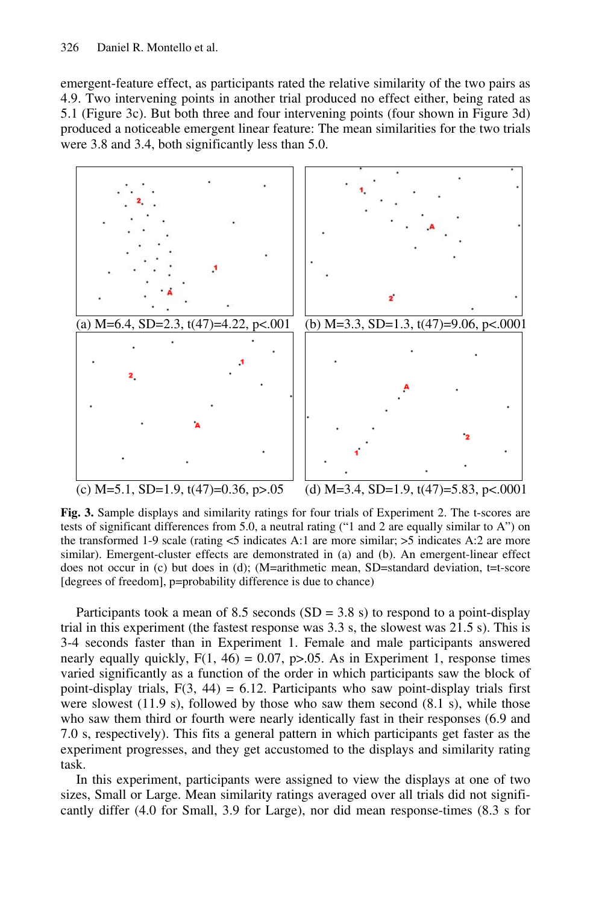emergent-feature effect, as participants rated the relative similarity of the two pairs as 4.9. Two intervening points in another trial produced no effect either, being rated as 5.1 (Figure 3c). But both three and four intervening points (four shown in Figure 3d) produced a noticeable emergent linear feature: The mean similarities for the two trials were 3.8 and 3.4, both significantly less than 5.0.

(a) M=6.4, SD=2.3, t(47)=4.22, p<.001

(b) M=3.3, SD=1.3, t(47)=9.06, p<.0001

(c) M=5.1, SD=1.9, t(47)=0.36, p>.05

(d) M=3.4, SD=1.9, t(47)=5.83, p<.0001

**Fig. 3.** Sample displays and similarity ratings for four trials of Experiment 2. The t-scores are tests of significant differences from 5.0, a neutral rating ("1 and 2 are equally similar to A") on the transformed 1-9 scale (rating <5 indicates A:1 are more similar; >5 indicates A:2 are more similar). Emergent-cluster effects are demonstrated in (a) and (b). An emergent-linear effect does not occur in (c) but does in (d); (M=arithmetic mean, SD=standard deviation, t=t-score [degrees of freedom], p=probability difference is due to chance)

Participants took a mean of 8.5 seconds (SD = 3.8 s) to respond to a point-display trial in this experiment (the fastest response was 3.3 s, the slowest was 21.5 s). This is 3-4 seconds faster than in Experiment 1. Female and male participants answered nearly equally quickly, $F(1, 46) = 0.07$, $p>.05$. As in Experiment 1, response times varied significantly as a function of the order in which participants saw the block of point-display trials, $F(3, 44) = 6.12$. Participants who saw point-display trials first were slowest (11.9 s), followed by those who saw them second (8.1 s), while those who saw them third or fourth were nearly identically fast in their responses (6.9 and 7.0 s, respectively). This fits a general pattern in which participants get faster as the experiment progresses, and they get accustomed to the displays and similarity rating task.

In this experiment, participants were assigned to view the displays at one of two sizes, Small or Large. Mean similarity ratings averaged over all trials did not significantly differ (4.0 for Small, 3.9 for Large), nor did mean response-times (8.3 s for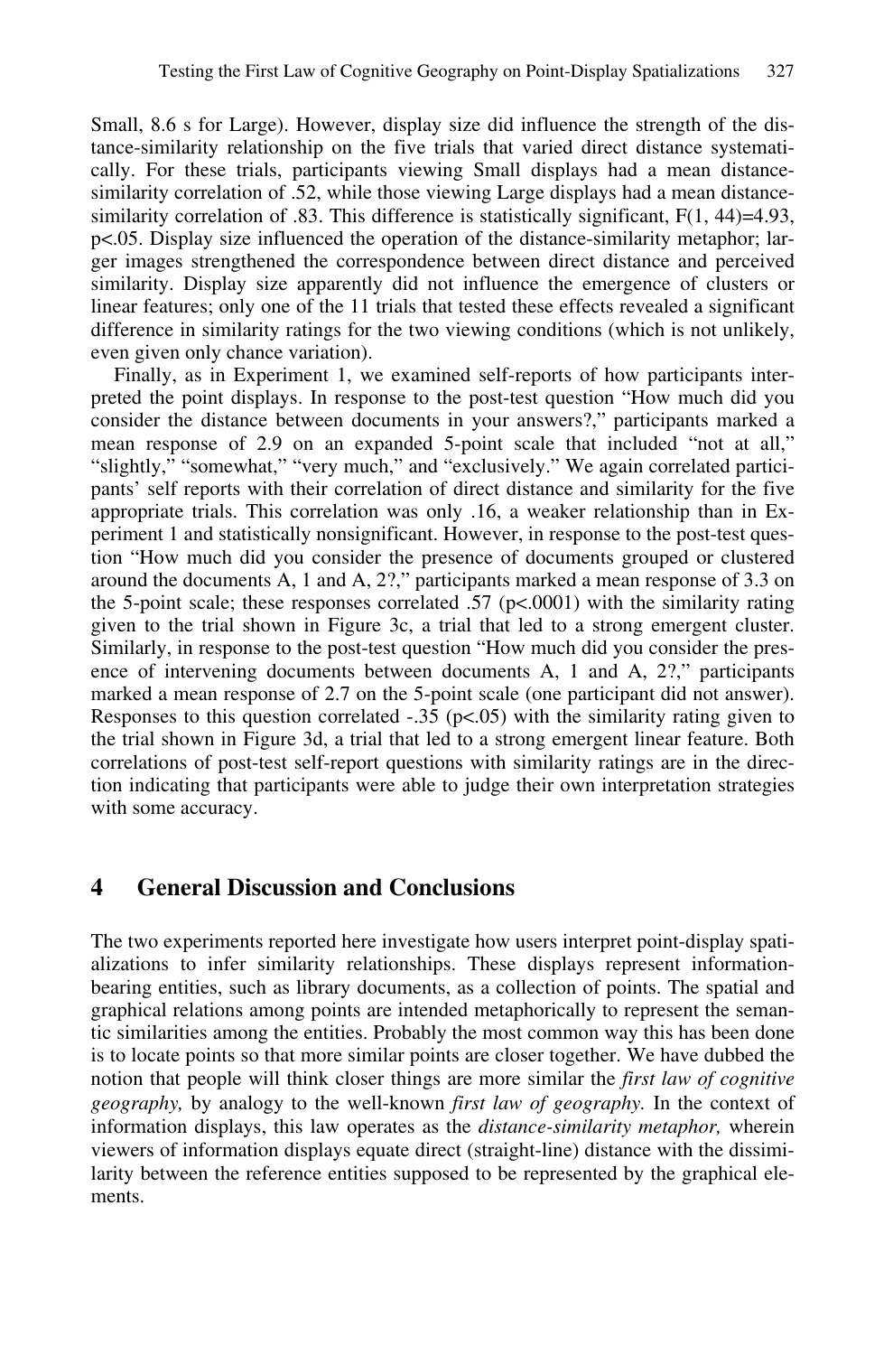Small, 8.6 s for Large). However, display size did influence the strength of the distance-similarity relationship on the five trials that varied direct distance systematically. For these trials, participants viewing Small displays had a mean distance-similarity correlation of .52, while those viewing Large displays had a mean distance-similarity correlation of .83. This difference is statistically significant, $F(1, 44)=4.93$, $p<.05$. Display size influenced the operation of the distance-similarity metaphor; larger images strengthened the correspondence between direct distance and perceived similarity. Display size apparently did not influence the emergence of clusters or linear features; only one of the 11 trials that tested these effects revealed a significant difference in similarity ratings for the two viewing conditions (which is not unlikely, even given only chance variation).

Finally, as in Experiment 1, we examined self-reports of how participants interpreted the point displays. In response to the post-test question "How much did you consider the distance between documents in your answers?," participants marked a mean response of 2.9 on an expanded 5-point scale that included "not at all," "slightly," "somewhat," "very much," and "exclusively." We again correlated participants' self reports with their correlation of direct distance and similarity for the five appropriate trials. This correlation was only .16, a weaker relationship than in Experiment 1 and statistically nonsignificant. However, in response to the post-test question "How much did you consider the presence of documents grouped or clustered around the documents A, 1 and A, 2?," participants marked a mean response of 3.3 on the 5-point scale; these responses correlated .57 ($p<.0001$) with the similarity rating given to the trial shown in Figure 3c, a trial that led to a strong emergent cluster. Similarly, in response to the post-test question "How much did you consider the presence of intervening documents between documents A, 1 and A, 2?," participants marked a mean response of 2.7 on the 5-point scale (one participant did not answer). Responses to this question correlated -.35 ($p<.05$) with the similarity rating given to the trial shown in Figure 3d, a trial that led to a strong emergent linear feature. Both correlations of post-test self-report questions with similarity ratings are in the direction indicating that participants were able to judge their own interpretation strategies with some accuracy.

## 4 General Discussion and Conclusions

The two experiments reported here investigate how users interpret point-display spatializations to infer similarity relationships. These displays represent information-bearing entities, such as library documents, as a collection of points. The spatial and graphical relations among points are intended metaphorically to represent the semantic similarities among the entities. Probably the most common way this has been done is to locate points so that more similar points are closer together. We have dubbed the notion that people will think closer things are more similar the *first law of cognitive geography,* by analogy to the well-known *first law of geography.* In the context of information displays, this law operates as the *distance-similarity metaphor,* wherein viewers of information displays equate direct (straight-line) distance with the dissimilarity between the reference entities supposed to be represented by the graphical elements.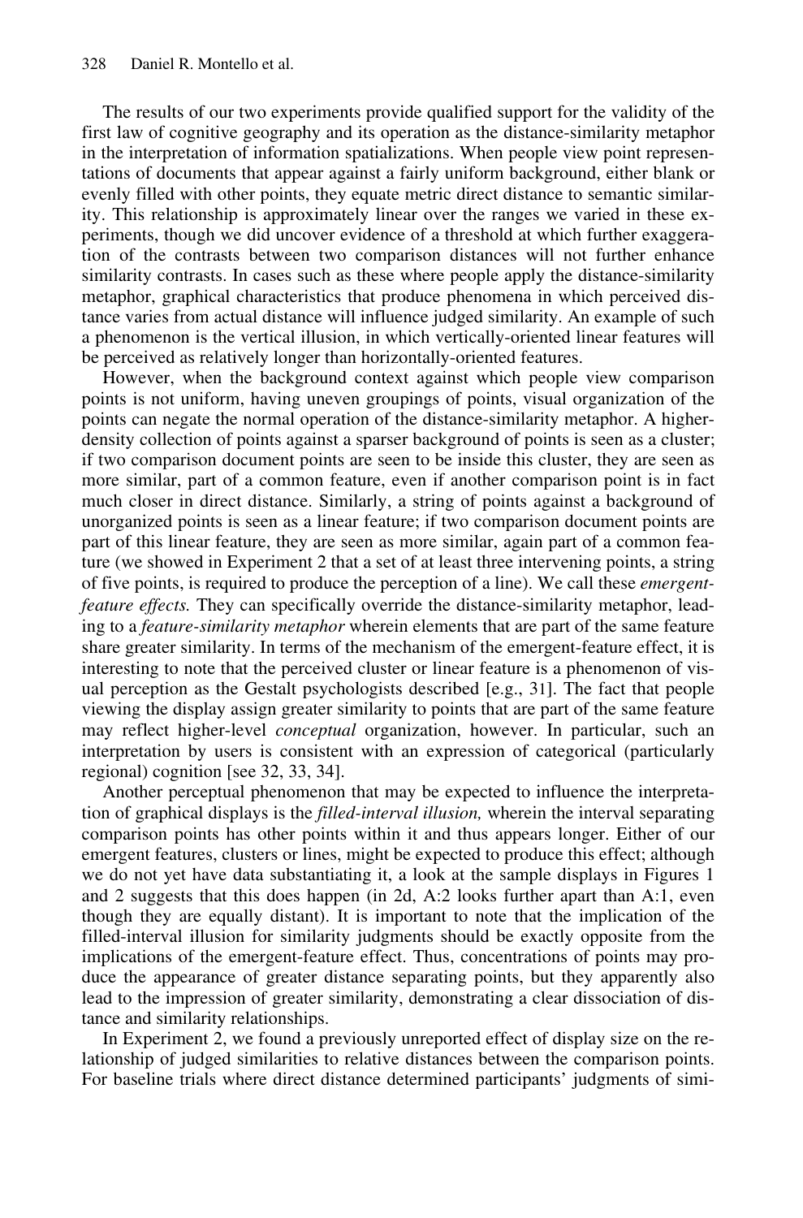The results of our two experiments provide qualified support for the validity of the first law of cognitive geography and its operation as the distance-similarity metaphor in the interpretation of information spatializations. When people view point representations of documents that appear against a fairly uniform background, either blank or evenly filled with other points, they equate metric direct distance to semantic similarity. This relationship is approximately linear over the ranges we varied in these experiments, though we did uncover evidence of a threshold at which further exaggeration of the contrasts between two comparison distances will not further enhance similarity contrasts. In cases such as these where people apply the distance-similarity metaphor, graphical characteristics that produce phenomena in which perceived distance varies from actual distance will influence judged similarity. An example of such a phenomenon is the vertical illusion, in which vertically-oriented linear features will be perceived as relatively longer than horizontally-oriented features.

However, when the background context against which people view comparison points is not uniform, having uneven groupings of points, visual organization of the points can negate the normal operation of the distance-similarity metaphor. A higher-density collection of points against a sparser background of points is seen as a cluster; if two comparison document points are seen to be inside this cluster, they are seen as more similar, part of a common feature, even if another comparison point is in fact much closer in direct distance. Similarly, a string of points against a background of unorganized points is seen as a linear feature; if two comparison document points are part of this linear feature, they are seen as more similar, again part of a common feature (we showed in Experiment 2 that a set of at least three intervening points, a string of five points, is required to produce the perception of a line). We call these *emergent-feature effects.* They can specifically override the distance-similarity metaphor, leading to a *feature-similarity metaphor* wherein elements that are part of the same feature share greater similarity. In terms of the mechanism of the emergent-feature effect, it is interesting to note that the perceived cluster or linear feature is a phenomenon of visual perception as the Gestalt psychologists described [e.g., 31]. The fact that people viewing the display assign greater similarity to points that are part of the same feature may reflect higher-level *conceptual* organization, however. In particular, such an interpretation by users is consistent with an expression of categorical (particularly regional) cognition [see 32, 33, 34].

Another perceptual phenomenon that may be expected to influence the interpretation of graphical displays is the *filled-interval illusion,* wherein the interval separating comparison points has other points within it and thus appears longer. Either of our emergent features, clusters or lines, might be expected to produce this effect; although we do not yet have data substantiating it, a look at the sample displays in Figures 1 and 2 suggests that this does happen (in 2d, A:2 looks further apart than A:1, even though they are equally distant). It is important to note that the implication of the filled-interval illusion for similarity judgments should be exactly opposite from the implications of the emergent-feature effect. Thus, concentrations of points may produce the appearance of greater distance separating points, but they apparently also lead to the impression of greater similarity, demonstrating a clear dissociation of distance and similarity relationships.

In Experiment 2, we found a previously unreported effect of display size on the relationship of judged similarities to relative distances between the comparison points. For baseline trials where direct distance determined participants' judgments of simi-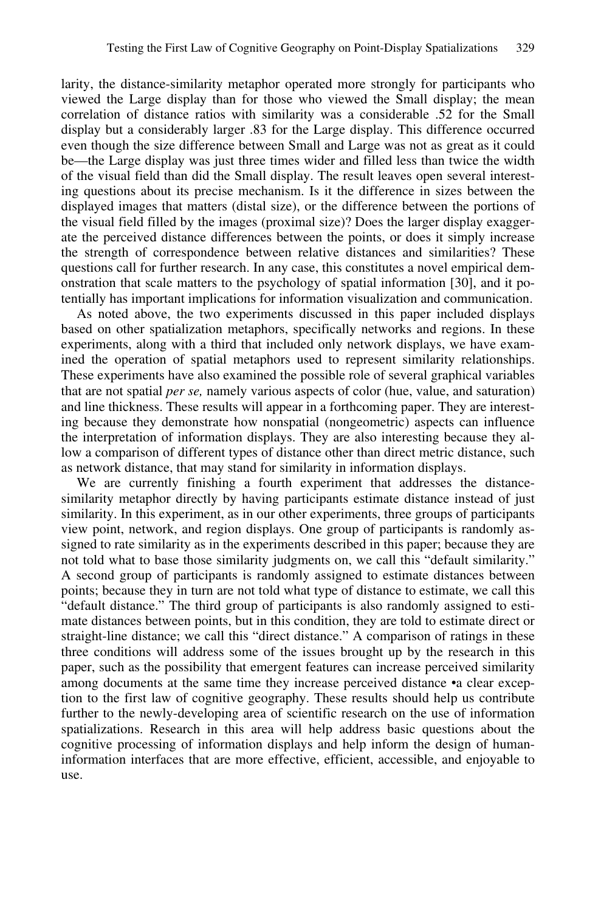larity, the distance-similarity metaphor operated more strongly for participants who viewed the Large display than for those who viewed the Small display; the mean correlation of distance ratios with similarity was a considerable .52 for the Small display but a considerably larger .83 for the Large display. This difference occurred even though the size difference between Small and Large was not as great as it could be—the Large display was just three times wider and filled less than twice the width of the visual field than did the Small display. The result leaves open several interesting questions about its precise mechanism. Is it the difference in sizes between the displayed images that matters (distal size), or the difference between the portions of the visual field filled by the images (proximal size)? Does the larger display exaggerate the perceived distance differences between the points, or does it simply increase the strength of correspondence between relative distances and similarities? These questions call for further research. In any case, this constitutes a novel empirical demonstration that scale matters to the psychology of spatial information [30], and it potentially has important implications for information visualization and communication.

As noted above, the two experiments discussed in this paper included displays based on other spatialization metaphors, specifically networks and regions. In these experiments, along with a third that included only network displays, we have examined the operation of spatial metaphors used to represent similarity relationships. These experiments have also examined the possible role of several graphical variables that are not spatial *per se,* namely various aspects of color (hue, value, and saturation) and line thickness. These results will appear in a forthcoming paper. They are interesting because they demonstrate how nonspatial (nongeometric) aspects can influence the interpretation of information displays. They are also interesting because they allow a comparison of different types of distance other than direct metric distance, such as network distance, that may stand for similarity in information displays.

We are currently finishing a fourth experiment that addresses the distance-similarity metaphor directly by having participants estimate distance instead of just similarity. In this experiment, as in our other experiments, three groups of participants view point, network, and region displays. One group of participants is randomly assigned to rate similarity as in the experiments described in this paper; because they are not told what to base those similarity judgments on, we call this "default similarity." A second group of participants is randomly assigned to estimate distances between points; because they in turn are not told what type of distance to estimate, we call this "default distance." The third group of participants is also randomly assigned to estimate distances between points, but in this condition, they are told to estimate direct or straight-line distance; we call this "direct distance." A comparison of ratings in these three conditions will address some of the issues brought up by the research in this paper, such as the possibility that emergent features can increase perceived similarity among documents at the same time they increase perceived distance •a clear exception to the first law of cognitive geography. These results should help us contribute further to the newly-developing area of scientific research on the use of information spatializations. Research in this area will help address basic questions about the cognitive processing of information displays and help inform the design of human-information interfaces that are more effective, efficient, accessible, and enjoyable to use.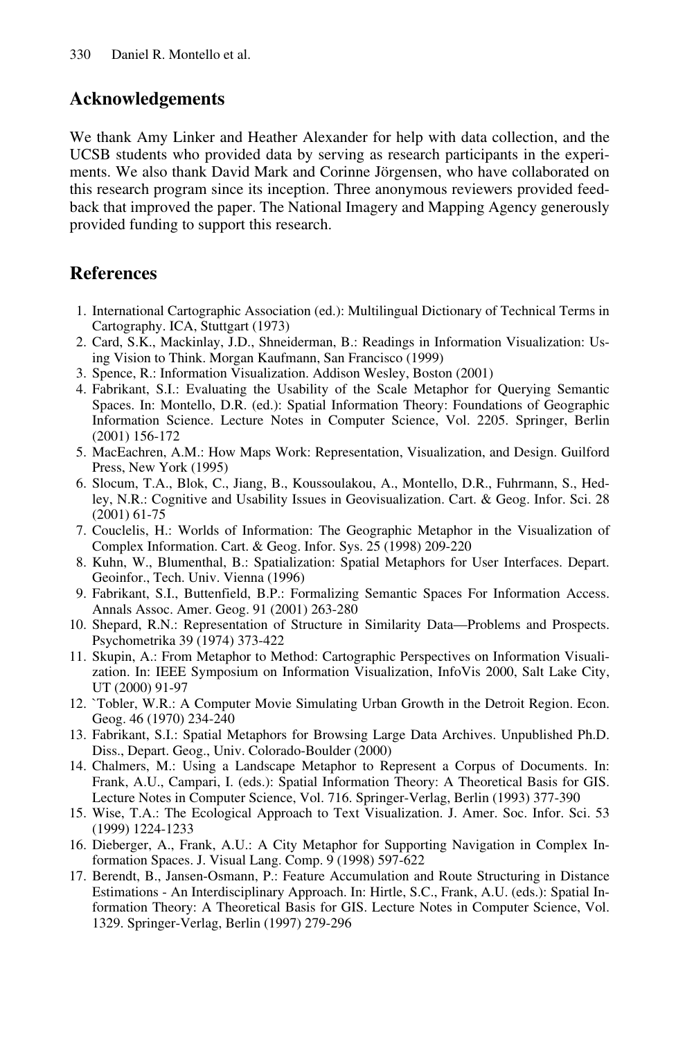## Acknowledgements

We thank Amy Linker and Heather Alexander for help with data collection, and the UCSB students who provided data by serving as research participants in the experiments. We also thank David Mark and Corinne Jörgensen, who have collaborated on this research program since its inception. Three anonymous reviewers provided feedback that improved the paper. The National Imagery and Mapping Agency generously provided funding to support this research.

## References

1. International Cartographic Association (ed.): Multilingual Dictionary of Technical Terms in Cartography. ICA, Stuttgart (1973)
2. Card, S.K., Mackinlay, J.D., Shneiderman, B.: Readings in Information Visualization: Using Vision to Think. Morgan Kaufmann, San Francisco (1999)
3. Spence, R.: Information Visualization. Addison Wesley, Boston (2001)
4. Fabrikant, S.I.: Evaluating the Usability of the Scale Metaphor for Querying Semantic Spaces. In: Montello, D.R. (ed.): Spatial Information Theory: Foundations of Geographic Information Science. Lecture Notes in Computer Science, Vol. 2205. Springer, Berlin (2001) 156-172
5. MacEachren, A.M.: How Maps Work: Representation, Visualization, and Design. Guilford Press, New York (1995)
6. Slocum, T.A., Blok, C., Jiang, B., Koussoulakou, A., Montello, D.R., Fuhrmann, S., Hedley, N.R.: Cognitive and Usability Issues in Geovisualization. Cart. & Geog. Infor. Sci. 28 (2001) 61-75
7. Couclelis, H.: Worlds of Information: The Geographic Metaphor in the Visualization of Complex Information. Cart. & Geog. Infor. Sys. 25 (1998) 209-220
8. Kuhn, W., Blumenthal, B.: Spatialization: Spatial Metaphors for User Interfaces. Depart. Geoinfor., Tech. Univ. Vienna (1996)
9. Fabrikant, S.I., Buttenfield, B.P.: Formalizing Semantic Spaces For Information Access. Annals Assoc. Amer. Geog. 91 (2001) 263-280
10. Shepard, R.N.: Representation of Structure in Similarity Data—Problems and Prospects. Psychometrika 39 (1974) 373-422
11. Skupin, A.: From Metaphor to Method: Cartographic Perspectives on Information Visualization. In: IEEE Symposium on Information Visualization, InfoVis 2000, Salt Lake City, UT (2000) 91-97
12. `Tobler, W.R.: A Computer Movie Simulating Urban Growth in the Detroit Region. Econ. Geog. 46 (1970) 234-240
13. Fabrikant, S.I.: Spatial Metaphors for Browsing Large Data Archives. Unpublished Ph.D. Diss., Depart. Geog., Univ. Colorado-Boulder (2000)
14. Chalmers, M.: Using a Landscape Metaphor to Represent a Corpus of Documents. In: Frank, A.U., Campari, I. (eds.): Spatial Information Theory: A Theoretical Basis for GIS. Lecture Notes in Computer Science, Vol. 716. Springer-Verlag, Berlin (1993) 377-390
15. Wise, T.A.: The Ecological Approach to Text Visualization. J. Amer. Soc. Infor. Sci. 53 (1999) 1224-1233
16. Dieberger, A., Frank, A.U.: A City Metaphor for Supporting Navigation in Complex Information Spaces. J. Visual Lang. Comp. 9 (1998) 597-622
17. Berendt, B., Jansen-Osmann, P.: Feature Accumulation and Route Structuring in Distance Estimations - An Interdisciplinary Approach. In: Hirtle, S.C., Frank, A.U. (eds.): Spatial Information Theory: A Theoretical Basis for GIS. Lecture Notes in Computer Science, Vol. 1329. Springer-Verlag, Berlin (1997) 279-296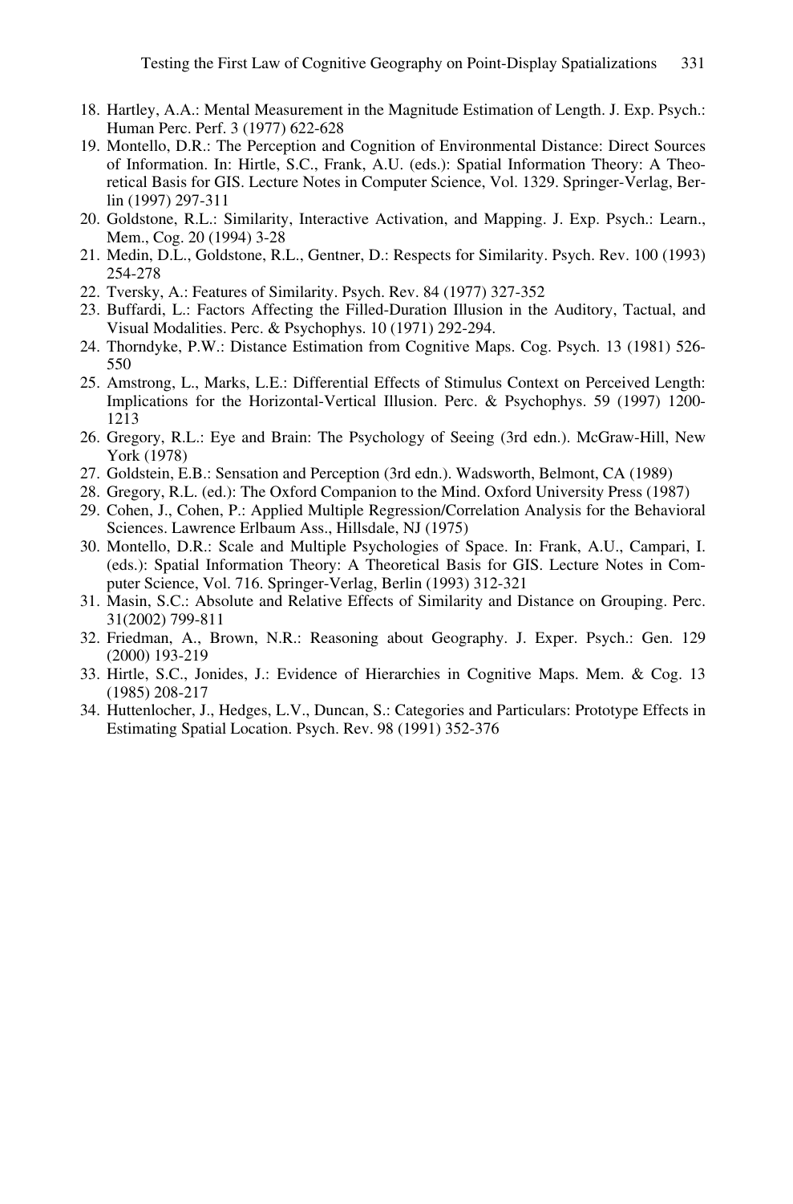18. Hartley, A.A.: Mental Measurement in the Magnitude Estimation of Length. J. Exp. Psych.: Human Perc. Perf. 3 (1977) 622-628
19. Montello, D.R.: The Perception and Cognition of Environmental Distance: Direct Sources of Information. In: Hirtle, S.C., Frank, A.U. (eds.): Spatial Information Theory: A Theoretical Basis for GIS. Lecture Notes in Computer Science, Vol. 1329. Springer-Verlag, Berlin (1997) 297-311
20. Goldstone, R.L.: Similarity, Interactive Activation, and Mapping. J. Exp. Psych.: Learn., Mem., Cog. 20 (1994) 3-28
21. Medin, D.L., Goldstone, R.L., Gentner, D.: Respects for Similarity. Psych. Rev. 100 (1993) 254-278
22. Tversky, A.: Features of Similarity. Psych. Rev. 84 (1977) 327-352
23. Buffardi, L.: Factors Affecting the Filled-Duration Illusion in the Auditory, Tactual, and Visual Modalities. Perc. & Psychophys. 10 (1971) 292-294.
24. Thorndyke, P.W.: Distance Estimation from Cognitive Maps. Cog. Psych. 13 (1981) 526-550
25. Amstrong, L., Marks, L.E.: Differential Effects of Stimulus Context on Perceived Length: Implications for the Horizontal-Vertical Illusion. Perc. & Psychophys. 59 (1997) 1200-1213
26. Gregory, R.L.: Eye and Brain: The Psychology of Seeing (3rd edn.). McGraw-Hill, New York (1978)
27. Goldstein, E.B.: Sensation and Perception (3rd edn.). Wadsworth, Belmont, CA (1989)
28. Gregory, R.L. (ed.): The Oxford Companion to the Mind. Oxford University Press (1987)
29. Cohen, J., Cohen, P.: Applied Multiple Regression/Correlation Analysis for the Behavioral Sciences. Lawrence Erlbaum Ass., Hillsdale, NJ (1975)
30. Montello, D.R.: Scale and Multiple Psychologies of Space. In: Frank, A.U., Campari, I. (eds.): Spatial Information Theory: A Theoretical Basis for GIS. Lecture Notes in Computer Science, Vol. 716. Springer-Verlag, Berlin (1993) 312-321
31. Masin, S.C.: Absolute and Relative Effects of Similarity and Distance on Grouping. Perc. 31(2002) 799-811
32. Friedman, A., Brown, N.R.: Reasoning about Geography. J. Exper. Psych.: Gen. 129 (2000) 193-219
33. Hirtle, S.C., Jonides, J.: Evidence of Hierarchies in Cognitive Maps. Mem. & Cog. 13 (1985) 208-217
34. Huttenlocher, J., Hedges, L.V., Duncan, S.: Categories and Particulars: Prototype Effects in Estimating Spatial Location. Psych. Rev. 98 (1991) 352-376